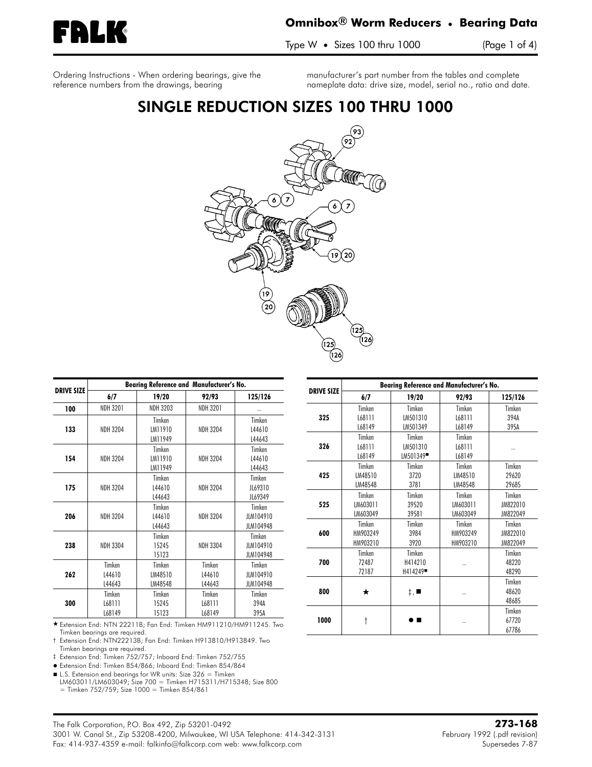# Omnibox® Worm Reducers • Bearing Data

Type W • Sizes 100 thru 1000

Ordering Instructions - When ordering bearings, give the reference numbers from the drawings, bearing manufacturer's part number from the tables and complete nameplate data: drive size, model, serial no., ratio and date.

## SINGLE REDUCTION SIZES 100 THRU 1000

| DRIVE SIZE | Bearing Reference and Manufacturer's No. | | | |
|---|---|---|---|---|
| | 6/7 | 19/20 | 92/93 | 125/126 |
| 100 | NDH 3201 | NDH 3203 | NDH 3201 | ... |
| 133 | NDH 3204 | Timken LM11910 LM11949 | NDH 3204 | Timken L44610 L44643 |
| 154 | NDH 3204 | Timken LM11910 LM11949 | NDH 3204 | Timken L44610 L44643 |
| 175 | NDH 3204 | Timken L44610 L44643 | NDH 3204 | Timken JL69310 JL69349 |
| 206 | NDH 3204 | Timken L44610 L44643 | NDH 3204 | Timken JLM104910 JLM104948 |
| 238 | NDH 3304 | Timken 15245 15123 | NDH 3304 | Timken JLM104910 JLM104948 |
| 262 | Timken L44610 L44643 | Timken LM48510 LM48548 | Timken L44610 L44643 | Timken JLM104910 JLM104948 |
| 300 | Timken L68111 L68149 | Timken 15245 15123 | Timken L68111 L68149 | Timken 394A 395A |
| 325 | Timken L68111 L68149 | Timken LM501310 LM501349 | Timken L68111 L68149 | Timken 394A 395A |
| 326 | Timken L68111 L68149 | Timken LM501310 LM501349■ | Timken L68111 L68149 | ... |
| 425 | Timken LM48510 LM48548 | Timken 3720 3781 | Timken LM48510 LM48548 | Timken 29620 29685 |
| 525 | Timken LM603011 LM603049 | Timken 39520 39581 | Timken LM603011 LM603049 | Timken JM822010 JM822049 |
| 600 | Timken HM903249 HM903210 | Timken 3984 3920 | Timken HM903249 HM903210 | Timken JM822010 JM822049 |
| 700 | Timken 72487 72187 | Timken H414210 H414249■ | ... | Timken 48220 48290 |
| 800 | ★ | ‡, ■ | ... | Timken 48620 48685 |
| 1000 | † | ● ■ | ... | Timken 67720 67786 |

★ Extension End: NTN 22211B; Fan End: Timken HM911210/HM911245. Two Timken bearings are required.

† Extension End: NTN22213B; Fan End: Timken H913810/H913849. Two Timken bearings are required.

‡ Extension End: Timken 752/757; Inboard End: Timken 752/755

● Extension End: Timken 854/866; Inboard End: Timken 854/864

■ L.S. Extension end bearings for WR units: Size 326 = Timken LM603011/LM603049; Size 700 = Timken H715311/H715348; Size 800 = Timken 752/759; Size 1000 = Timken 854/861

The Falk Corporation, P.O. Box 492, Zip 53201-0492
3001 W. Canal St., Zip 53208-4200, Milwaukee, WI USA Telephone: 414-342-3131
Fax: 414-937-4359 e-mail: falkinfo@falkcorp.com web: www.falkcorp.com

**273-168**
February 1992 (.pdf revision)
Supersedes 7-87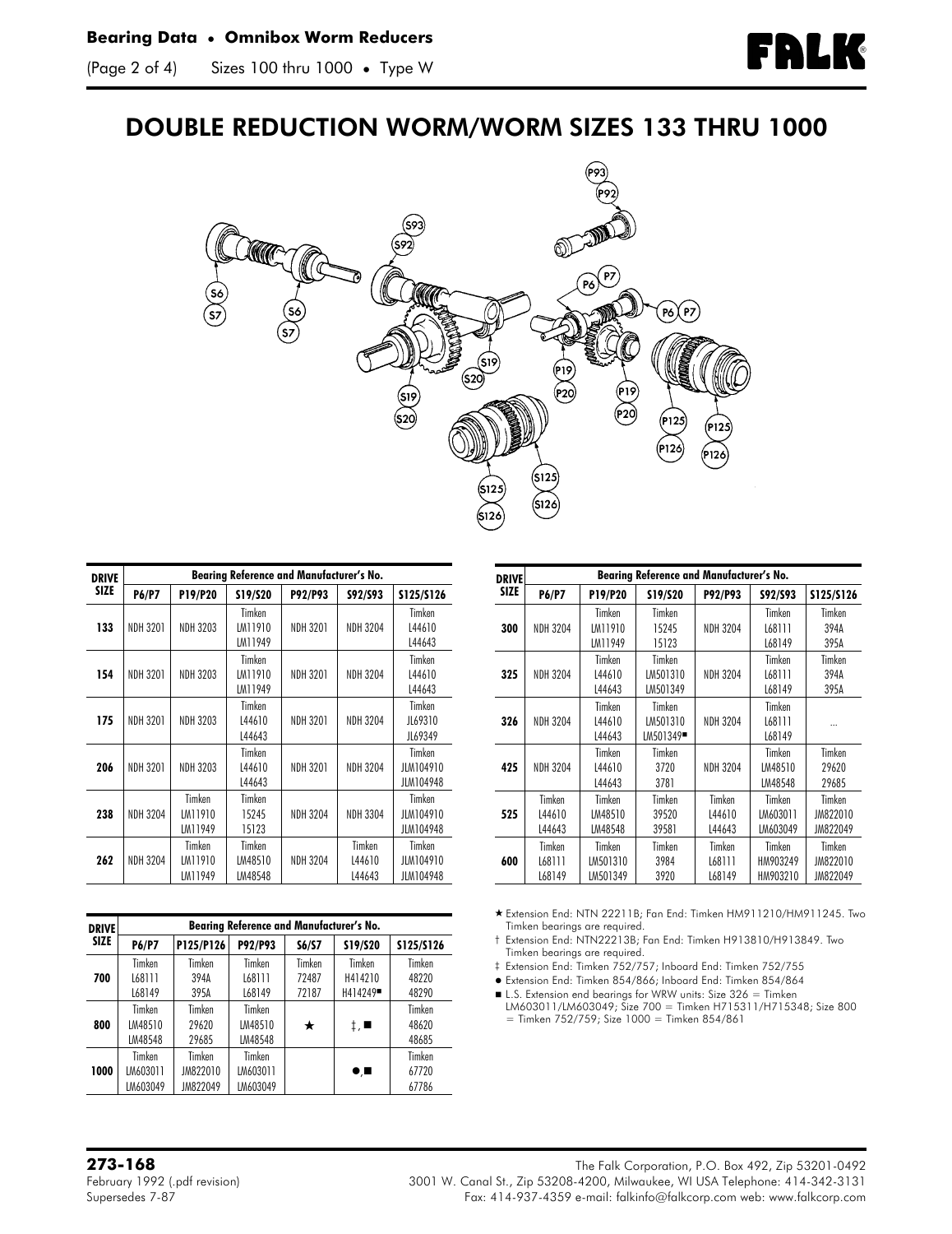# DOUBLE REDUCTION WORM/WORM SIZES 133 THRU 1000

| DRIVE SIZE | Bearing Reference and Manufacturer's No. | | | | | |
|---|---|---|---|---|---|---|
| | P6/P7 | P19/P20 | S19/S20 | P92/P93 | S92/S93 | S125/S126 |
| 133 | NDH 3201 | NDH 3203 | Timken LM11910 LM11949 | NDH 3201 | NDH 3204 | Timken L44610 L44643 |
| 154 | NDH 3201 | NDH 3203 | Timken LM11910 LM11949 | NDH 3201 | NDH 3204 | Timken L44610 L44643 |
| 175 | NDH 3201 | NDH 3203 | Timken L44610 L44643 | NDH 3201 | NDH 3204 | Timken JL69310 JL69349 |
| 206 | NDH 3201 | NDH 3203 | Timken L44610 L44643 | NDH 3201 | NDH 3204 | Timken JLM104910 JLM104948 |
| 238 | NDH 3204 | Timken LM11910 LM11949 | Timken 15245 15123 | NDH 3204 | NDH 3304 | Timken JLM104910 JLM104948 |
| 262 | NDH 3204 | Timken LM11910 LM11949 | Timken LM48510 LM48548 | NDH 3204 | Timken L44610 L44643 | Timken JLM104910 JLM104948 |
| 300 | NDH 3204 | Timken LM11910 LM11949 | Timken 15245 15123 | NDH 3204 | Timken L68111 L68149 | Timken 394A 395A |
| 325 | NDH 3204 | Timken L44610 L44643 | Timken LM501310 LM501349 | NDH 3204 | Timken L68111 L68149 | Timken 394A 395A |
| 326 | NDH 3204 | Timken L44610 L44643 | Timken LM501310 LM501349■ | NDH 3204 | Timken L68111 L68149 | ... |
| 425 | NDH 3204 | Timken L44610 L44643 | Timken 3720 3781 | NDH 3204 | Timken LM48510 LM48548 | Timken 29620 29685 |
| 525 | Timken L44610 L44643 | Timken LM48510 LM48548 | Timken 39520 39581 | Timken L44610 L44643 | Timken LM603011 LM603049 | Timken JM822010 JM822049 |
| 600 | Timken L68111 L68149 | Timken LM501310 LM501349 | Timken 3984 3920 | Timken L68111 L68149 | Timken HM903249 HM903210 | Timken JM822010 JM822049 |

| DRIVE SIZE | Bearing Reference and Manufacturer's No. | | | | | |
|---|---|---|---|---|---|---|
| | P6/P7 | P125/P126 | P92/P93 | S6/S7 | S19/S20 | S125/S126 |
| 700 | Timken L68111 L68149 | Timken 394A 395A | Timken L68111 L68149 | Timken 72487 72187 | Timken H414210 H414249■ | Timken 48220 48290 |
| 800 | Timken LM48510 LM48548 | Timken 29620 29685 | Timken LM48510 LM48548 | ★ | ‡, ■ | Timken 48620 48685 |
| 1000 | Timken LM603011 LM603049 | Timken JM822010 JM822049 | Timken LM603011 LM603049 | | ●,■ | Timken 67720 67786 |

★ Extension End: NTN 22211B; Fan End: Timken HM911210/HM911245. Two Timken bearings are required.

† Extension End: NTN22213B; Fan End: Timken H913810/H913849. Two Timken bearings are required.

‡ Extension End: Timken 752/757; Inboard End: Timken 752/755

● Extension End: Timken 854/866; Inboard End: Timken 854/864

■ L.S. Extension end bearings for WRW units: Size 326 = Timken LM603011/LM603049; Size 700 = Timken H715311/H715348; Size 800 = Timken 752/759; Size 1000 = Timken 854/861

**273-168**
February 1992 (.pdf revision)
Supersedes 7-87

The Falk Corporation, P.O. Box 492, Zip 53201-0492
3001 W. Canal St., Zip 53208-4200, Milwaukee, WI USA Telephone: 414-342-3131
Fax: 414-937-4359 e-mail: falkinfo@falkcorp.com web: www.falkcorp.com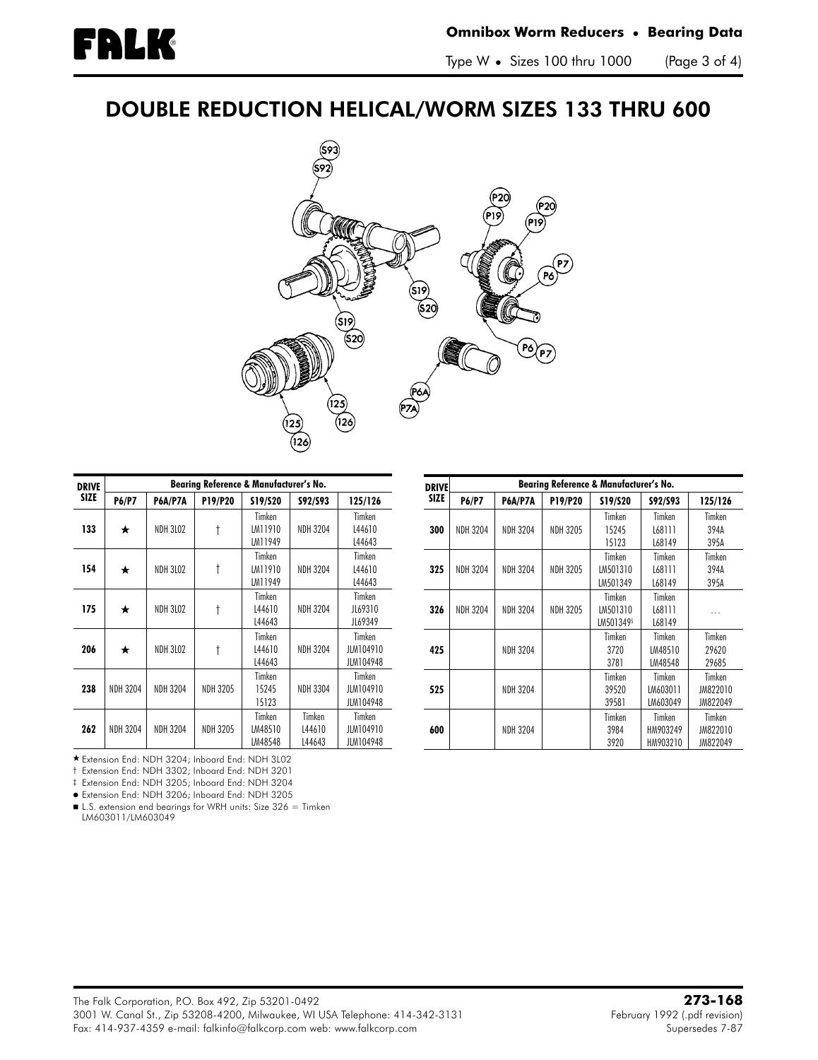# DOUBLE REDUCTION HELICAL/WORM SIZES 133 THRU 600

| DRIVE SIZE | Bearing Reference & Manufacturer's No. | | | | | |
|---|---|---|---|---|---|---|
| | P6/P7 | P6A/P7A | P19/P20 | S19/S20 | S92/S93 | 125/126 |
| 133 | ★ | NDH 3L02 | † | Timken LM11910 LM11949 | NDH 3204 | Timken L44610 L44643 |
| 154 | ★ | NDH 3L02 | † | Timken LM11910 LM11949 | NDH 3204 | Timken L44610 L44643 |
| 175 | ★ | NDH 3L02 | † | Timken L44610 L44643 | NDH 3204 | Timken JL69310 JL69349 |
| 206 | ★ | NDH 3L02 | † | Timken L44610 L44643 | NDH 3204 | Timken JLM104910 JLM104948 |
| 238 | NDH 3204 | NDH 3204 | NDH 3205 | Timken 15245 15123 | NDH 3304 | Timken JLM104910 JLM104948 |
| 262 | NDH 3204 | NDH 3204 | NDH 3205 | Timken LM48510 LM48548 | Timken L44610 L44643 | Timken JLM104910 JLM104948 |

| DRIVE SIZE | Bearing Reference & Manufacturer's No. | | | | | |
|---|---|---|---|---|---|---|
| | P6/P7 | P6A/P7A | P19/P20 | S19/S20 | S92/S93 | 125/126 |
| 300 | NDH 3204 | NDH 3204 | NDH 3205 | Timken 15245 15123 | Timken L68111 L68149 | Timken 394A 395A |
| 325 | NDH 3204 | NDH 3204 | NDH 3205 | Timken LM501310 LM501349 | Timken L68111 L68149 | Timken 394A 395A |
| 326 | NDH 3204 | NDH 3204 | NDH 3205 | Timken LM501310 LM501349■ | Timken L68111 L68149 | . . . |
| 425 | | NDH 3204 | | Timken 3720 3781 | Timken LM48510 LM48548 | Timken 29620 29685 |
| 525 | | NDH 3204 | | Timken 39520 39581 | Timken LM603011 LM603049 | Timken JM822010 JM822049 |
| 600 | | NDH 3204 | | Timken 3984 3920 | Timken HM903249 HM903210 | Timken JM822010 JM822049 |

★ Extension End: NDH 3204; Inboard End: NDH 3L02

† Extension End: NDH 3302; Inboard End: NDH 3201

‡ Extension End: NDH 3205; Inboard End: NDH 3204

● Extension End: NDH 3206; Inboard End: NDH 3205

■ L.S. extension end bearings for WRH units: Size 326 = Timken LM603011/LM603049

The Falk Corporation, P.O. Box 492, Zip 53201-0492
3001 W. Canal St., Zip 53208-4200, Milwaukee, WI USA Telephone: 414-342-3131
Fax: 414-937-4359 e-mail: falkinfo@falkcorp.com web: www.falkcorp.com

**273-168**
February 1992 (.pdf revision)
Supersedes 7-87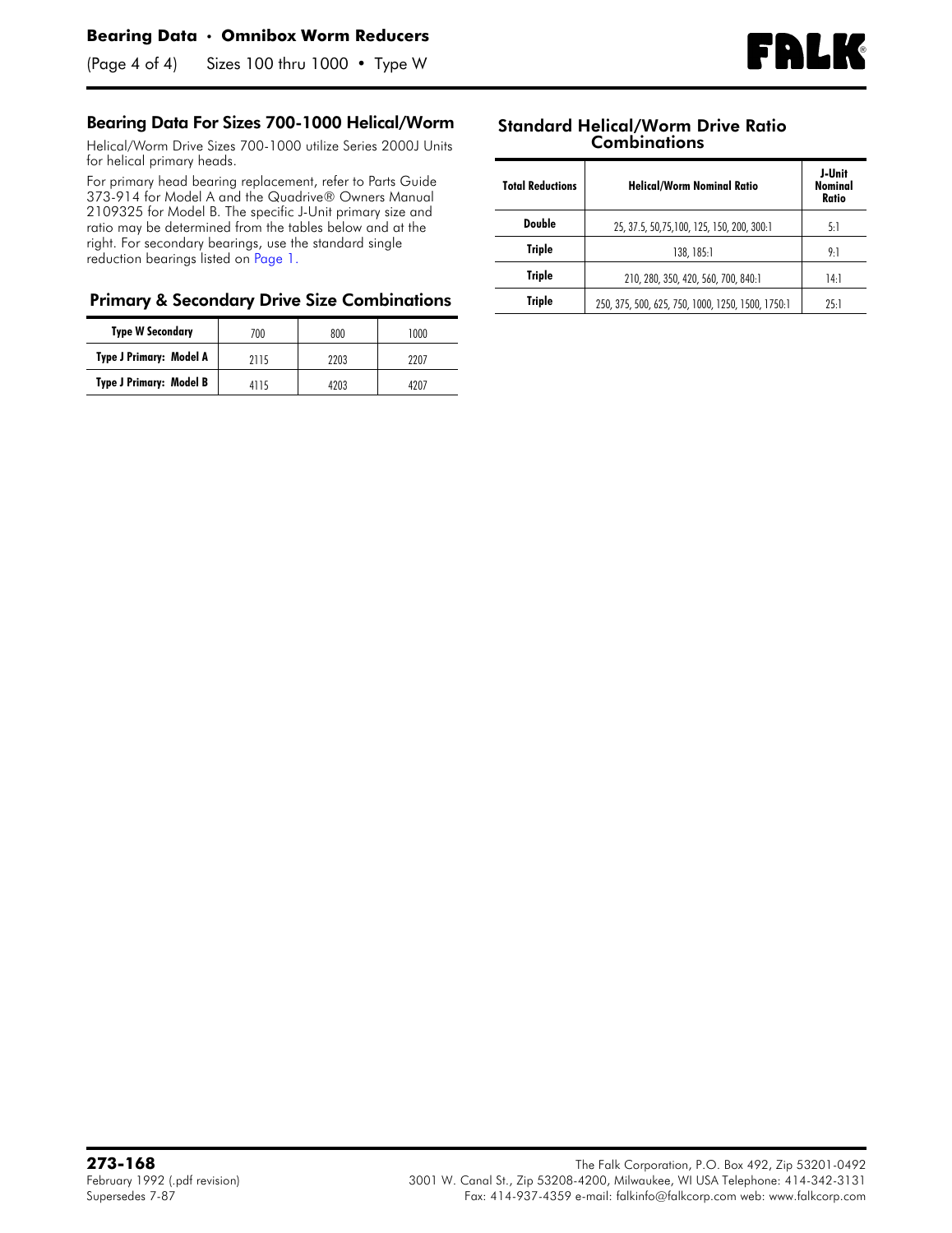## Bearing Data For Sizes 700-1000 Helical/Worm

Helical/Worm Drive Sizes 700-1000 utilize Series 2000J Units for helical primary heads.

For primary head bearing replacement, refer to Parts Guide 373-914 for Model A and the Quadrive® Owners Manual 2109325 for Model B. The specific J-Unit primary size and ratio may be determined from the tables below and at the right. For secondary bearings, use the standard single reduction bearings listed on Page 1.

### Primary & Secondary Drive Size Combinations

| Type W Secondary | 700 | 800 | 1000 |
|---|---|---|---|
| Type J Primary: Model A | 2115 | 2203 | 2207 |
| Type J Primary: Model B | 4115 | 4203 | 4207 |

### Standard Helical/Worm Drive Ratio Combinations

| Total Reductions | Helical/Worm Nominal Ratio | J-Unit Nominal Ratio |
|---|---|---|
| Double | 25, 37.5, 50,75,100, 125, 150, 200, 300:1 | 5:1 |
| Triple | 138, 185:1 | 9:1 |
| Triple | 210, 280, 350, 420, 560, 700, 840:1 | 14:1 |
| Triple | 250, 375, 500, 625, 750, 1000, 1250, 1500, 1750:1 | 25:1 |

**273-168**
February 1992 (.pdf revision)
Supersedes 7-87

The Falk Corporation, P.O. Box 492, Zip 53201-0492
3001 W. Canal St., Zip 53208-4200, Milwaukee, WI USA Telephone: 414-342-3131
Fax: 414-937-4359 e-mail: falkinfo@falkcorp.com web: www.falkcorp.com